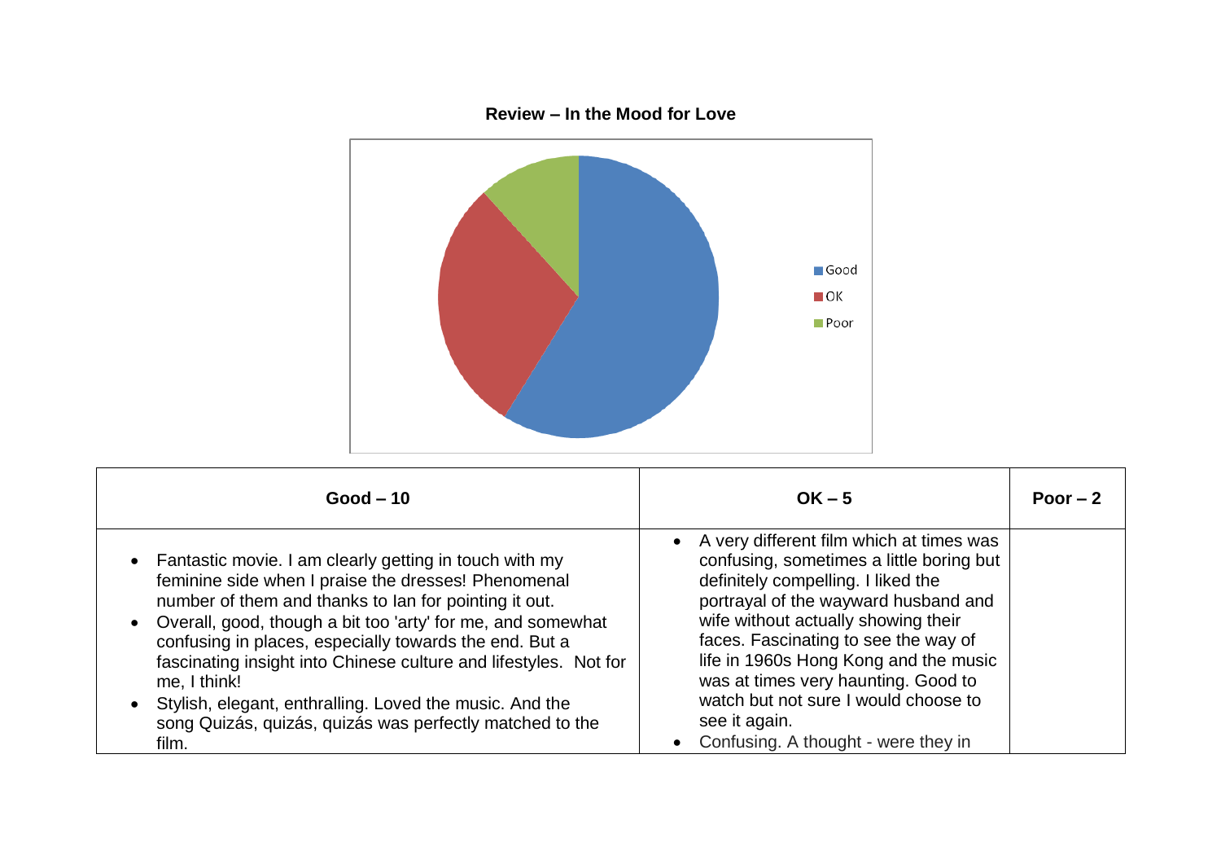**Review – In the Mood for Love**

| Good – 10 | OK – 5 | Poor – 2 |
|---|---|---|
| • Fantastic movie. I am clearly getting in touch with my feminine side when I praise the dresses! Phenomenal number of them and thanks to Ian for pointing it out.<br>• Overall, good, though a bit too 'arty' for me, and somewhat confusing in places, especially towards the end. But a fascinating insight into Chinese culture and lifestyles. Not for me, I think!<br>• Stylish, elegant, enthralling. Loved the music. And the song Quizás, quizás, quizás was perfectly matched to the film. | • A very different film which at times was confusing, sometimes a little boring but definitely compelling. I liked the portrayal of the wayward husband and wife without actually showing their faces. Fascinating to see the way of life in 1960s Hong Kong and the music was at times very haunting. Good to watch but not sure I would choose to see it again.<br>• Confusing. A thought - were they in | |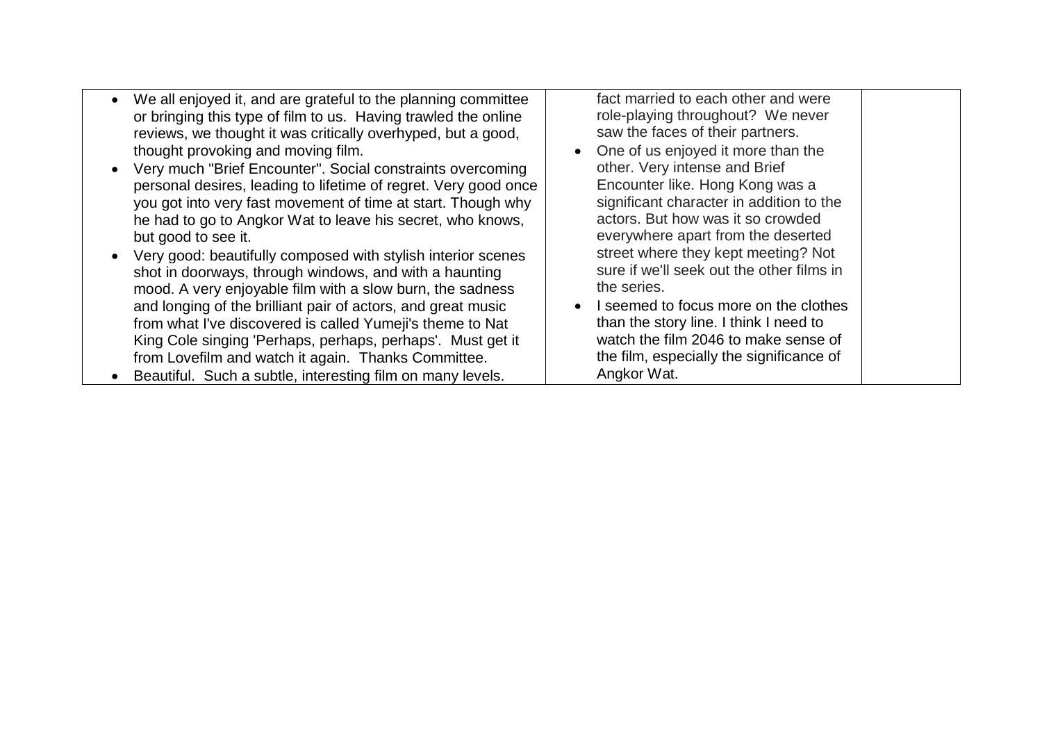| | | |
|---|---|---|
| • We all enjoyed it, and are grateful to the planning committee or bringing this type of film to us. Having trawled the online reviews, we thought it was critically overhyped, but a good, thought provoking and moving film.<br>• Very much "Brief Encounter". Social constraints overcoming personal desires, leading to lifetime of regret. Very good once you got into very fast movement of time at start. Though why he had to go to Angkor Wat to leave his secret, who knows, but good to see it.<br>• Very good: beautifully composed with stylish interior scenes shot in doorways, through windows, and with a haunting mood. A very enjoyable film with a slow burn, the sadness and longing of the brilliant pair of actors, and great music from what I've discovered is called Yumeji's theme to Nat King Cole singing 'Perhaps, perhaps, perhaps'. Must get it from Lovefilm and watch it again. Thanks Committee.<br>• Beautiful. Such a subtle, interesting film on many levels. | fact married to each other and were role-playing throughout? We never saw the faces of their partners.<br>• One of us enjoyed it more than the other. Very intense and Brief Encounter like. Hong Kong was a significant character in addition to the actors. But how was it so crowded everywhere apart from the deserted street where they kept meeting? Not sure if we'll seek out the other films in the series.<br>• I seemed to focus more on the clothes than the story line. I think I need to watch the film 2046 to make sense of the film, especially the significance of Angkor Wat. | |